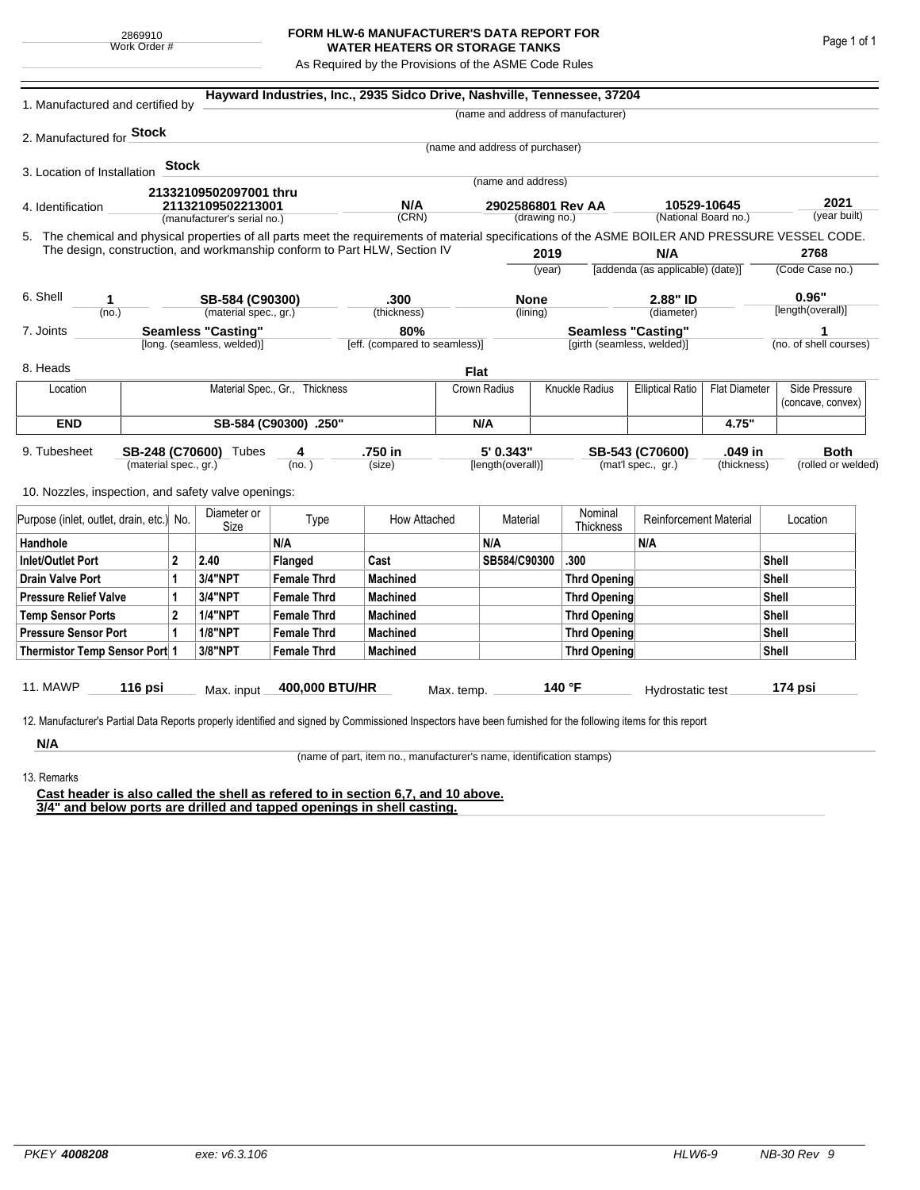2869910
Work Order #

# FORM HLW-6 MANUFACTURER'S DATA REPORT FOR WATER HEATERS OR STORAGE TANKS

As Required by the Provisions of the ASME Code Rules

1. Manufactured and certified by **Hayward Industries, Inc., 2935 Sidco Drive, Nashville, Tennessee, 37204**
(name and address of manufacturer)

2. Manufactured for **Stock**
(name and address of purchaser)

3. Location of Installation **Stock**
(name and address)

4. Identification **21332109502097001 thru 21132109502213001** (manufacturer's serial no.) | **N/A** (CRN) | **2902586801 Rev AA** (drawing no.) | **10529-10645** (National Board no.) | **2021** (year built)

5. The chemical and physical properties of all parts meet the requirements of material specifications of the ASME BOILER AND PRESSURE VESSEL CODE. The design, construction, and workmanship conform to Part HLW, Section IV **2019** (year) **N/A** [addenda (as applicable) (date)] **2768** (Code Case no.)

6. Shell **1** (no.) | **SB-584 (C90300)** (material spec., gr.) | **.300** (thickness) | **None** (lining) | **2.88" ID** (diameter) | **0.96"** [length(overall)]

7. Joints **Seamless "Casting"** [long. (seamless, welded)] | **80%** [eff. (compared to seamless)] | **Seamless "Casting"** [girth (seamless, welded)] | **1** (no. of shell courses)

8. Heads **Flat**

| Location | Material Spec., Gr., Thickness | Crown Radius | Knuckle Radius | Elliptical Ratio | Flat Diameter | Side Pressure (concave, convex) |
|---|---|---|---|---|---|---|
| **END** | **SB-584 (C90300) .250"** | **N/A** | | | **4.75"** | |

9. Tubesheet **SB-248 (C70600)** (material spec., gr.) Tubes **4** (no.) | **.750 in** (size) | **5' 0.343"** [length(overall)] | **SB-543 (C70600)** (mat'l spec., gr.) | **.049 in** (thickness) | **Both** (rolled or welded)

10. Nozzles, inspection, and safety valve openings:

| Purpose (inlet, outlet, drain, etc.) | No. | Diameter or Size | Type | How Attached | Material | Nominal Thickness | Reinforcement Material | Location |
|---|---|---|---|---|---|---|---|---|
| **Handhole** | | | **N/A** | | **N/A** | | **N/A** | |
| **Inlet/Outlet Port** | **2** | **2.40** | **Flanged** | **Cast** | **SB584/C90300** | **.300** | | **Shell** |
| **Drain Valve Port** | **1** | **3/4"NPT** | **Female Thrd** | **Machined** | | **Thrd Opening** | | **Shell** |
| **Pressure Relief Valve** | **1** | **3/4"NPT** | **Female Thrd** | **Machined** | | **Thrd Opening** | | **Shell** |
| **Temp Sensor Ports** | **2** | **1/4"NPT** | **Female Thrd** | **Machined** | | **Thrd Opening** | | **Shell** |
| **Pressure Sensor Port** | **1** | **1/8"NPT** | **Female Thrd** | **Machined** | | **Thrd Opening** | | **Shell** |
| **Thermistor Temp Sensor Port** | **1** | **3/8"NPT** | **Female Thrd** | **Machined** | | **Thrd Opening** | | **Shell** |

11. MAWP **116 psi** Max. input **400,000 BTU/HR** Max. temp. **140 °F** Hydrostatic test **174 psi**

12. Manufacturer's Partial Data Reports properly identified and signed by Commissioned Inspectors have been furnished for the following items for this report

**N/A**
(name of part, item no., manufacturer's name, identification stamps)

13. Remarks

**Cast header is also called the shell as refered to in section 6,7, and 10 above.**
**3/4" and below ports are drilled and tapped openings in shell casting.**

*PKEY* ***4008208*** *exe: v6.3.106* *HLW6-9* *NB-30 Rev 9*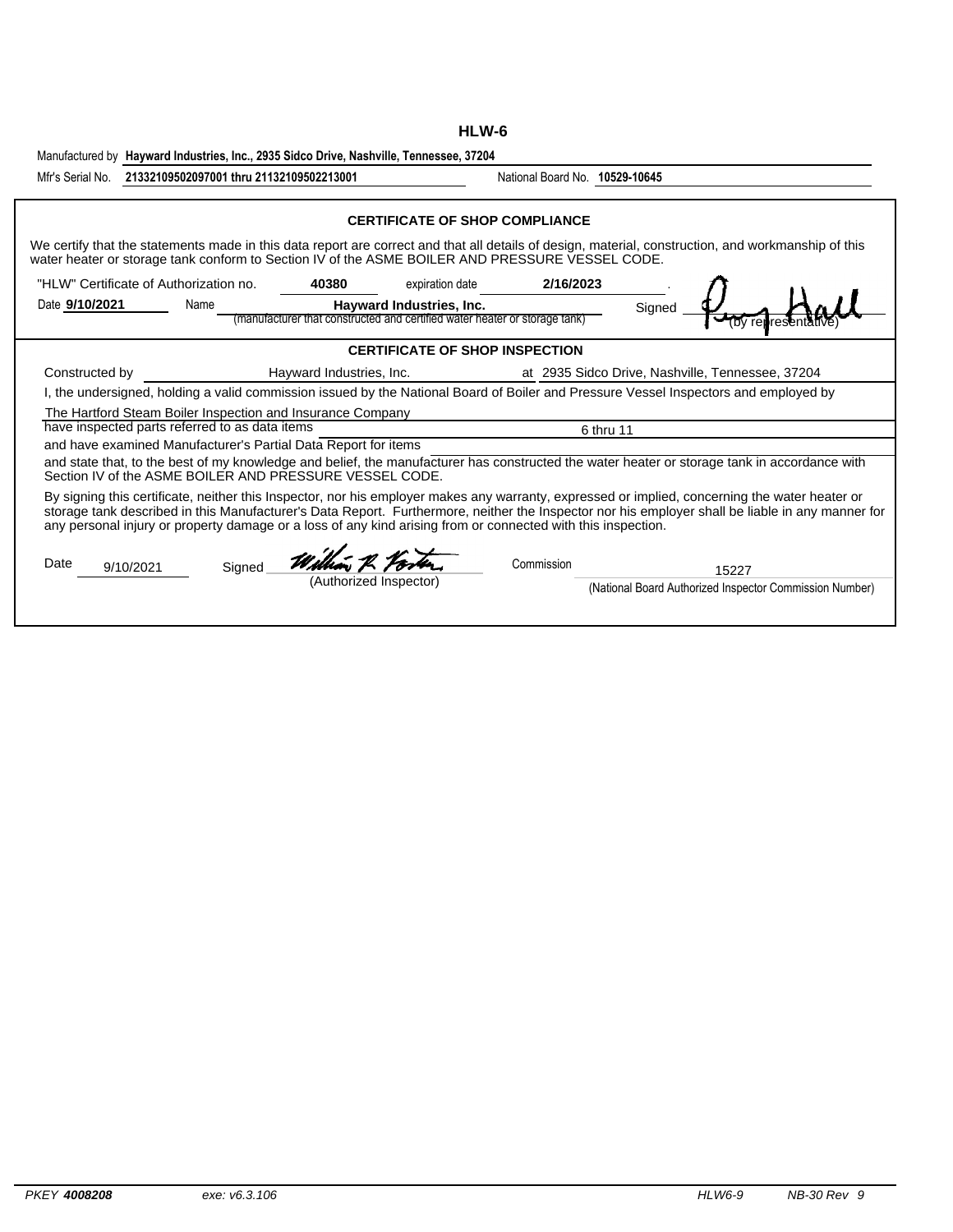# HLW-6

Manufactured by **Hayward Industries, Inc., 2935 Sidco Drive, Nashville, Tennessee, 37204**

Mfr's Serial No. **21332109502097001 thru 21132109502213001** National Board No. **10529-10645**

## CERTIFICATE OF SHOP COMPLIANCE

We certify that the statements made in this data report are correct and that all details of design, material, construction, and workmanship of this water heater or storage tank conform to Section IV of the ASME BOILER AND PRESSURE VESSEL CODE.

"HLW" Certificate of Authorization no. **40380** expiration date **2/16/2023**.

Date **9/10/2021** Name **Hayward Industries, Inc.** Signed Peg Hall
(manufacturer that constructed and certified water heater or storage tank) (by representative)

## CERTIFICATE OF SHOP INSPECTION

Constructed by Hayward Industries, Inc. at 2935 Sidco Drive, Nashville, Tennessee, 37204

I, the undersigned, holding a valid commission issued by the National Board of Boiler and Pressure Vessel Inspectors and employed by The Hartford Steam Boiler Inspection and Insurance Company have inspected parts referred to as data items 6 thru 11 and have examined Manufacturer's Partial Data Report for items

and state that, to the best of my knowledge and belief, the manufacturer has constructed the water heater or storage tank in accordance with Section IV of the ASME BOILER AND PRESSURE VESSEL CODE.

By signing this certificate, neither this Inspector, nor his employer makes any warranty, expressed or implied, concerning the water heater or storage tank described in this Manufacturer's Data Report. Furthermore, neither the Inspector nor his employer shall be liable in any manner for any personal injury or property damage or a loss of any kind arising from or connected with this inspection.

Date 9/10/2021 Signed William R. Foster (Authorized Inspector) Commission 15227 (National Board Authorized Inspector Commission Number)

PKEY 4008208 exe: v6.3.106 HLW6-9 NB-30 Rev 9